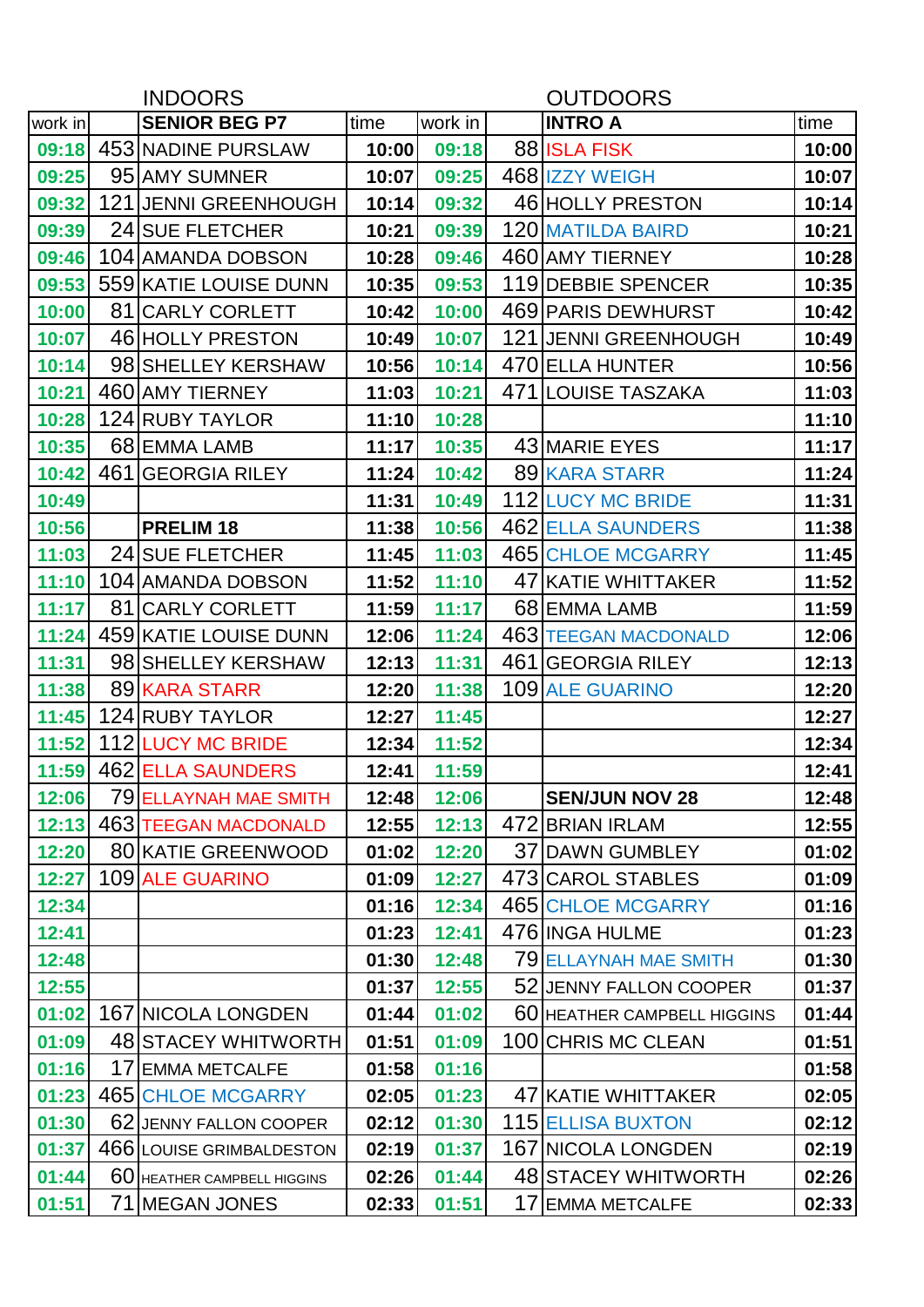| | INDOORS | | | | | OUTDOORS | |
|---|---|---|---|---|---|---|---|
| work in | | **SENIOR BEG P7** | time | work in | | **INTRO A** | time |
| 09:18 | 453 | NADINE PURSLAW | 10:00 | 09:18 | 88 | ISLA FISK | 10:00 |
| 09:25 | 95 | AMY SUMNER | 10:07 | 09:25 | 468 | IZZY WEIGH | 10:07 |
| 09:32 | 121 | JENNI GREENHOUGH | 10:14 | 09:32 | 46 | HOLLY PRESTON | 10:14 |
| 09:39 | 24 | SUE FLETCHER | 10:21 | 09:39 | 120 | MATILDA BAIRD | 10:21 |
| 09:46 | 104 | AMANDA DOBSON | 10:28 | 09:46 | 460 | AMY TIERNEY | 10:28 |
| 09:53 | 559 | KATIE LOUISE DUNN | 10:35 | 09:53 | 119 | DEBBIE SPENCER | 10:35 |
| 10:00 | 81 | CARLY CORLETT | 10:42 | 10:00 | 469 | PARIS DEWHURST | 10:42 |
| 10:07 | 46 | HOLLY PRESTON | 10:49 | 10:07 | 121 | JENNI GREENHOUGH | 10:49 |
| 10:14 | 98 | SHELLEY KERSHAW | 10:56 | 10:14 | 470 | ELLA HUNTER | 10:56 |
| 10:21 | 460 | AMY TIERNEY | 11:03 | 10:21 | 471 | LOUISE TASZAKA | 11:03 |
| 10:28 | 124 | RUBY TAYLOR | 11:10 | 10:28 | | | 11:10 |
| 10:35 | 68 | EMMA LAMB | 11:17 | 10:35 | 43 | MARIE EYES | 11:17 |
| 10:42 | 461 | GEORGIA RILEY | 11:24 | 10:42 | 89 | KARA STARR | 11:24 |
| 10:49 | | | 11:31 | 10:49 | 112 | LUCY MC BRIDE | 11:31 |
| 10:56 | | **PRELIM 18** | 11:38 | 10:56 | 462 | ELLA SAUNDERS | 11:38 |
| 11:03 | 24 | SUE FLETCHER | 11:45 | 11:03 | 465 | CHLOE MCGARRY | 11:45 |
| 11:10 | 104 | AMANDA DOBSON | 11:52 | 11:10 | 47 | KATIE WHITTAKER | 11:52 |
| 11:17 | 81 | CARLY CORLETT | 11:59 | 11:17 | 68 | EMMA LAMB | 11:59 |
| 11:24 | 459 | KATIE LOUISE DUNN | 12:06 | 11:24 | 463 | TEEGAN MACDONALD | 12:06 |
| 11:31 | 98 | SHELLEY KERSHAW | 12:13 | 11:31 | 461 | GEORGIA RILEY | 12:13 |
| 11:38 | 89 | KARA STARR | 12:20 | 11:38 | 109 | ALE GUARINO | 12:20 |
| 11:45 | 124 | RUBY TAYLOR | 12:27 | 11:45 | | | 12:27 |
| 11:52 | 112 | LUCY MC BRIDE | 12:34 | 11:52 | | | 12:34 |
| 11:59 | 462 | ELLA SAUNDERS | 12:41 | 11:59 | | | 12:41 |
| 12:06 | 79 | ELLAYNAH MAE SMITH | 12:48 | 12:06 | | **SEN/JUN NOV 28** | 12:48 |
| 12:13 | 463 | TEEGAN MACDONALD | 12:55 | 12:13 | 472 | BRIAN IRLAM | 12:55 |
| 12:20 | 80 | KATIE GREENWOOD | 01:02 | 12:20 | 37 | DAWN GUMBLEY | 01:02 |
| 12:27 | 109 | ALE GUARINO | 01:09 | 12:27 | 473 | CAROL STABLES | 01:09 |
| 12:34 | | | 01:16 | 12:34 | 465 | CHLOE MCGARRY | 01:16 |
| 12:41 | | | 01:23 | 12:41 | 476 | INGA HULME | 01:23 |
| 12:48 | | | 01:30 | 12:48 | 79 | ELLAYNAH MAE SMITH | 01:30 |
| 12:55 | | | 01:37 | 12:55 | 52 | JENNY FALLON COOPER | 01:37 |
| 01:02 | 167 | NICOLA LONGDEN | 01:44 | 01:02 | 60 | HEATHER CAMPBELL HIGGINS | 01:44 |
| 01:09 | 48 | STACEY WHITWORTH | 01:51 | 01:09 | 100 | CHRIS MC CLEAN | 01:51 |
| 01:16 | 17 | EMMA METCALFE | 01:58 | 01:16 | | | 01:58 |
| 01:23 | 465 | CHLOE MCGARRY | 02:05 | 01:23 | 47 | KATIE WHITTAKER | 02:05 |
| 01:30 | 62 | JENNY FALLON COOPER | 02:12 | 01:30 | 115 | ELLISA BUXTON | 02:12 |
| 01:37 | 466 | LOUISE GRIMBALDESTON | 02:19 | 01:37 | 167 | NICOLA LONGDEN | 02:19 |
| 01:44 | 60 | HEATHER CAMPBELL HIGGINS | 02:26 | 01:44 | 48 | STACEY WHITWORTH | 02:26 |
| 01:51 | 71 | MEGAN JONES | 02:33 | 01:51 | 17 | EMMA METCALFE | 02:33 |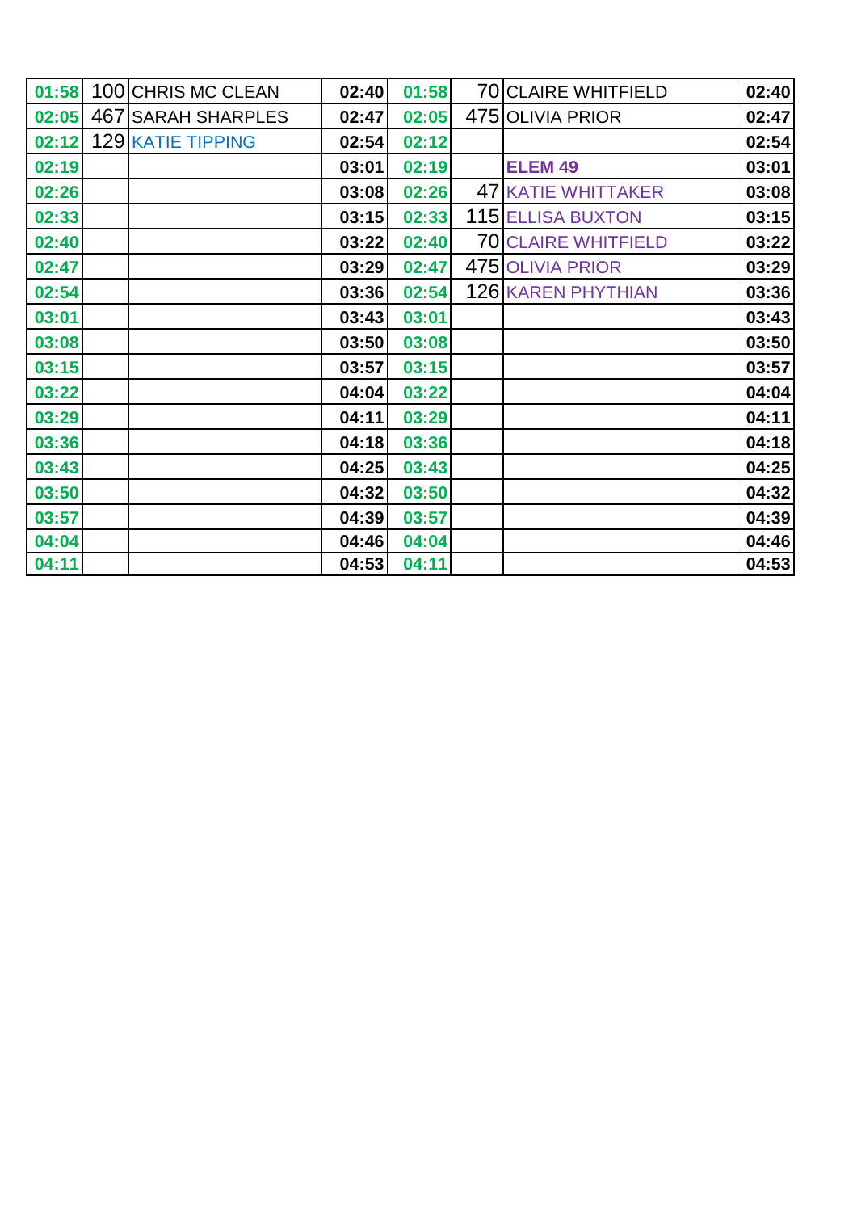| | | | | | | | |
|---|---|---|---|---|---|---|---|
| 01:58 | 100 | CHRIS MC CLEAN | 02:40 | 01:58 | 70 | CLAIRE WHITFIELD | 02:40 |
| 02:05 | 467 | SARAH SHARPLES | 02:47 | 02:05 | 475 | OLIVIA PRIOR | 02:47 |
| 02:12 | 129 | KATIE TIPPING | 02:54 | 02:12 | | | 02:54 |
| 02:19 | | | 03:01 | 02:19 | | **ELEM 49** | 03:01 |
| 02:26 | | | 03:08 | 02:26 | 47 | KATIE WHITTAKER | 03:08 |
| 02:33 | | | 03:15 | 02:33 | 115 | ELLISA BUXTON | 03:15 |
| 02:40 | | | 03:22 | 02:40 | 70 | CLAIRE WHITFIELD | 03:22 |
| 02:47 | | | 03:29 | 02:47 | 475 | OLIVIA PRIOR | 03:29 |
| 02:54 | | | 03:36 | 02:54 | 126 | KAREN PHYTHIAN | 03:36 |
| 03:01 | | | 03:43 | 03:01 | | | 03:43 |
| 03:08 | | | 03:50 | 03:08 | | | 03:50 |
| 03:15 | | | 03:57 | 03:15 | | | 03:57 |
| 03:22 | | | 04:04 | 03:22 | | | 04:04 |
| 03:29 | | | 04:11 | 03:29 | | | 04:11 |
| 03:36 | | | 04:18 | 03:36 | | | 04:18 |
| 03:43 | | | 04:25 | 03:43 | | | 04:25 |
| 03:50 | | | 04:32 | 03:50 | | | 04:32 |
| 03:57 | | | 04:39 | 03:57 | | | 04:39 |
| 04:04 | | | 04:46 | 04:04 | | | 04:46 |
| 04:11 | | | 04:53 | 04:11 | | | 04:53 |